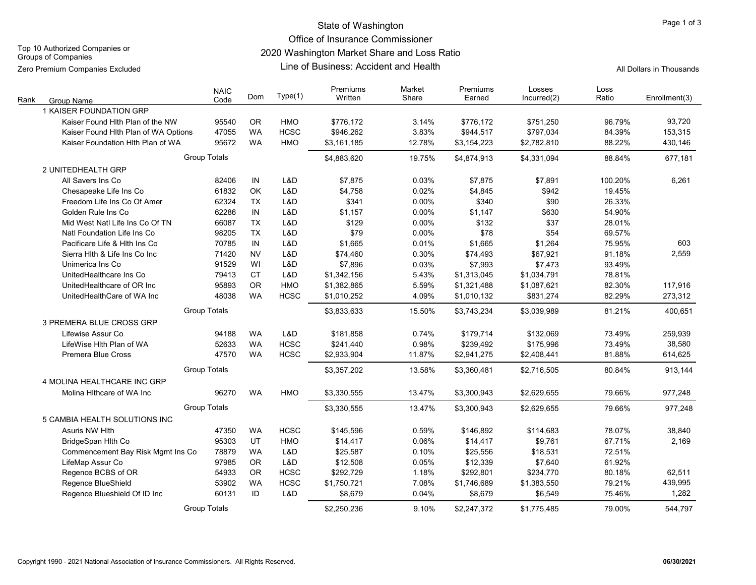# State of Washington
## Office of Insurance Commissioner
## 2020 Washington Market Share and Loss Ratio
## Line of Business: Accident and Health

Top 10 Authorized Companies or Groups of Companies

Zero Premium Companies Excluded

All Dollars in Thousands

| Rank | Group Name | NAIC Code | Dom | Type(1) | Premiums Written | Market Share | Premiums Earned | Losses Incurred(2) | Loss Ratio | Enrollment(3) |
|---|---|---|---|---|---|---|---|---|---|---|
| 1 | KAISER FOUNDATION GRP | | | | | | | | | |
| | Kaiser Found Hlth Plan of the NW | 95540 | OR | HMO | $776,172 | 3.14% | $776,172 | $751,250 | 96.79% | 93,720 |
| | Kaiser Found Hlth Plan of WA Options | 47055 | WA | HCSC | $946,262 | 3.83% | $944,517 | $797,034 | 84.39% | 153,315 |
| | Kaiser Foundation Hlth Plan of WA | 95672 | WA | HMO | $3,161,185 | 12.78% | $3,154,223 | $2,782,810 | 88.22% | 430,146 |
| | Group Totals | | | | $4,883,620 | 19.75% | $4,874,913 | $4,331,094 | 88.84% | 677,181 |
| 2 | UNITEDHEALTH GRP | | | | | | | | | |
| | All Savers Ins Co | 82406 | IN | L&D | $7,875 | 0.03% | $7,875 | $7,891 | 100.20% | 6,261 |
| | Chesapeake Life Ins Co | 61832 | OK | L&D | $4,758 | 0.02% | $4,845 | $942 | 19.45% | |
| | Freedom Life Ins Co Of Amer | 62324 | TX | L&D | $341 | 0.00% | $340 | $90 | 26.33% | |
| | Golden Rule Ins Co | 62286 | IN | L&D | $1,157 | 0.00% | $1,147 | $630 | 54.90% | |
| | Mid West Natl Life Ins Co Of TN | 66087 | TX | L&D | $129 | 0.00% | $132 | $37 | 28.01% | |
| | Natl Foundation Life Ins Co | 98205 | TX | L&D | $79 | 0.00% | $78 | $54 | 69.57% | |
| | Pacificare Life & Hlth Ins Co | 70785 | IN | L&D | $1,665 | 0.01% | $1,665 | $1,264 | 75.95% | 603 |
| | Sierra Hlth & Life Ins Co Inc | 71420 | NV | L&D | $74,460 | 0.30% | $74,493 | $67,921 | 91.18% | 2,559 |
| | Unimerica Ins Co | 91529 | WI | L&D | $7,896 | 0.03% | $7,993 | $7,473 | 93.49% | |
| | UnitedHealthcare Ins Co | 79413 | CT | L&D | $1,342,156 | 5.43% | $1,313,045 | $1,034,791 | 78.81% | |
| | UnitedHealthcare of OR Inc | 95893 | OR | HMO | $1,382,865 | 5.59% | $1,321,488 | $1,087,621 | 82.30% | 117,916 |
| | UnitedHealthCare of WA Inc | 48038 | WA | HCSC | $1,010,252 | 4.09% | $1,010,132 | $831,274 | 82.29% | 273,312 |
| | Group Totals | | | | $3,833,633 | 15.50% | $3,743,234 | $3,039,989 | 81.21% | 400,651 |
| 3 | PREMERA BLUE CROSS GRP | | | | | | | | | |
| | Lifewise Assur Co | 94188 | WA | L&D | $181,858 | 0.74% | $179,714 | $132,069 | 73.49% | 259,939 |
| | LifeWise Hlth Plan of WA | 52633 | WA | HCSC | $241,440 | 0.98% | $239,492 | $175,996 | 73.49% | 38,580 |
| | Premera Blue Cross | 47570 | WA | HCSC | $2,933,904 | 11.87% | $2,941,275 | $2,408,441 | 81.88% | 614,625 |
| | Group Totals | | | | $3,357,202 | 13.58% | $3,360,481 | $2,716,505 | 80.84% | 913,144 |
| 4 | MOLINA HEALTHCARE INC GRP | | | | | | | | | |
| | Molina Hlthcare of WA Inc | 96270 | WA | HMO | $3,330,555 | 13.47% | $3,300,943 | $2,629,655 | 79.66% | 977,248 |
| | Group Totals | | | | $3,330,555 | 13.47% | $3,300,943 | $2,629,655 | 79.66% | 977,248 |
| 5 | CAMBIA HEALTH SOLUTIONS INC | | | | | | | | | |
| | Asuris NW Hlth | 47350 | WA | HCSC | $145,596 | 0.59% | $146,892 | $114,683 | 78.07% | 38,840 |
| | BridgeSpan Hlth Co | 95303 | UT | HMO | $14,417 | 0.06% | $14,417 | $9,761 | 67.71% | 2,169 |
| | Commencement Bay Risk Mgmt Ins Co | 78879 | WA | L&D | $25,587 | 0.10% | $25,556 | $18,531 | 72.51% | |
| | LifeMap Assur Co | 97985 | OR | L&D | $12,508 | 0.05% | $12,339 | $7,640 | 61.92% | |
| | Regence BCBS of OR | 54933 | OR | HCSC | $292,729 | 1.18% | $292,801 | $234,770 | 80.18% | 62,511 |
| | Regence BlueShield | 53902 | WA | HCSC | $1,750,721 | 7.08% | $1,746,689 | $1,383,550 | 79.21% | 439,995 |
| | Regence Blueshield Of ID Inc | 60131 | ID | L&D | $8,679 | 0.04% | $8,679 | $6,549 | 75.46% | 1,282 |
| | Group Totals | | | | $2,250,236 | 9.10% | $2,247,372 | $1,775,485 | 79.00% | 544,797 |

Copyright 1990 - 2021 National Association of Insurance Commissioners. All Rights Reserved.

06/30/2021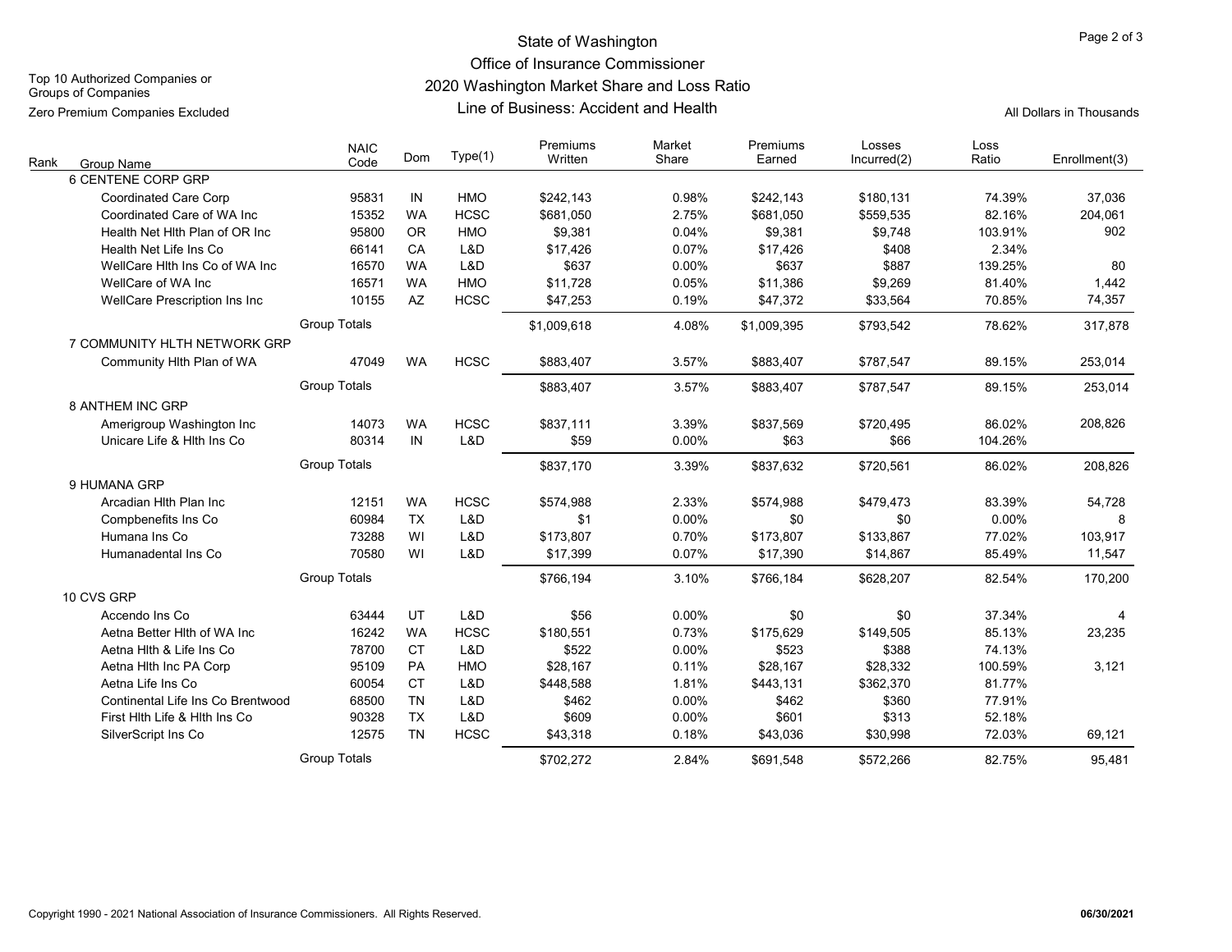Top 10 Authorized Companies or Groups of Companies

Zero Premium Companies Excluded

# State of Washington
## Office of Insurance Commissioner
## 2020 Washington Market Share and Loss Ratio
## Line of Business: Accident and Health

All Dollars in Thousands

| Rank | Group Name | NAIC Code | Dom | Type(1) | Premiums Written | Market Share | Premiums Earned | Losses Incurred(2) | Loss Ratio | Enrollment(3) |
|---|---|---|---|---|---|---|---|---|---|---|
| 6 | CENTENE CORP GRP | | | | | | | | | |
| | Coordinated Care Corp | 95831 | IN | HMO | $242,143 | 0.98% | $242,143 | $180,131 | 74.39% | 37,036 |
| | Coordinated Care of WA Inc | 15352 | WA | HCSC | $681,050 | 2.75% | $681,050 | $559,535 | 82.16% | 204,061 |
| | Health Net Hlth Plan of OR Inc | 95800 | OR | HMO | $9,381 | 0.04% | $9,381 | $9,748 | 103.91% | 902 |
| | Health Net Life Ins Co | 66141 | CA | L&D | $17,426 | 0.07% | $17,426 | $408 | 2.34% | |
| | WellCare Hlth Ins Co of WA Inc | 16570 | WA | L&D | $637 | 0.00% | $637 | $887 | 139.25% | 80 |
| | WellCare of WA Inc | 16571 | WA | HMO | $11,728 | 0.05% | $11,386 | $9,269 | 81.40% | 1,442 |
| | WellCare Prescription Ins Inc | 10155 | AZ | HCSC | $47,253 | 0.19% | $47,372 | $33,564 | 70.85% | 74,357 |
| | Group Totals | | | | $1,009,618 | 4.08% | $1,009,395 | $793,542 | 78.62% | 317,878 |
| 7 | COMMUNITY HLTH NETWORK GRP | | | | | | | | | |
| | Community Hlth Plan of WA | 47049 | WA | HCSC | $883,407 | 3.57% | $883,407 | $787,547 | 89.15% | 253,014 |
| | Group Totals | | | | $883,407 | 3.57% | $883,407 | $787,547 | 89.15% | 253,014 |
| 8 | ANTHEM INC GRP | | | | | | | | | |
| | Amerigroup Washington Inc | 14073 | WA | HCSC | $837,111 | 3.39% | $837,569 | $720,495 | 86.02% | 208,826 |
| | Unicare Life & Hlth Ins Co | 80314 | IN | L&D | $59 | 0.00% | $63 | $66 | 104.26% | |
| | Group Totals | | | | $837,170 | 3.39% | $837,632 | $720,561 | 86.02% | 208,826 |
| 9 | HUMANA GRP | | | | | | | | | |
| | Arcadian Hlth Plan Inc | 12151 | WA | HCSC | $574,988 | 2.33% | $574,988 | $479,473 | 83.39% | 54,728 |
| | Compbenefits Ins Co | 60984 | TX | L&D | $1 | 0.00% | $0 | $0 | 0.00% | 8 |
| | Humana Ins Co | 73288 | WI | L&D | $173,807 | 0.70% | $173,807 | $133,867 | 77.02% | 103,917 |
| | Humanadental Ins Co | 70580 | WI | L&D | $17,399 | 0.07% | $17,390 | $14,867 | 85.49% | 11,547 |
| | Group Totals | | | | $766,194 | 3.10% | $766,184 | $628,207 | 82.54% | 170,200 |
| 10 | CVS GRP | | | | | | | | | |
| | Accendo Ins Co | 63444 | UT | L&D | $56 | 0.00% | $0 | $0 | 37.34% | 4 |
| | Aetna Better Hlth of WA Inc | 16242 | WA | HCSC | $180,551 | 0.73% | $175,629 | $149,505 | 85.13% | 23,235 |
| | Aetna Hlth & Life Ins Co | 78700 | CT | L&D | $522 | 0.00% | $523 | $388 | 74.13% | |
| | Aetna Hlth Inc PA Corp | 95109 | PA | HMO | $28,167 | 0.11% | $28,167 | $28,332 | 100.59% | 3,121 |
| | Aetna Life Ins Co | 60054 | CT | L&D | $448,588 | 1.81% | $443,131 | $362,370 | 81.77% | |
| | Continental Life Ins Co Brentwood | 68500 | TN | L&D | $462 | 0.00% | $462 | $360 | 77.91% | |
| | First Hlth Life & Hlth Ins Co | 90328 | TX | L&D | $609 | 0.00% | $601 | $313 | 52.18% | |
| | SilverScript Ins Co | 12575 | TN | HCSC | $43,318 | 0.18% | $43,036 | $30,998 | 72.03% | 69,121 |
| | Group Totals | | | | $702,272 | 2.84% | $691,548 | $572,266 | 82.75% | 95,481 |

Copyright 1990 - 2021 National Association of Insurance Commissioners. All Rights Reserved.

**06/30/2021**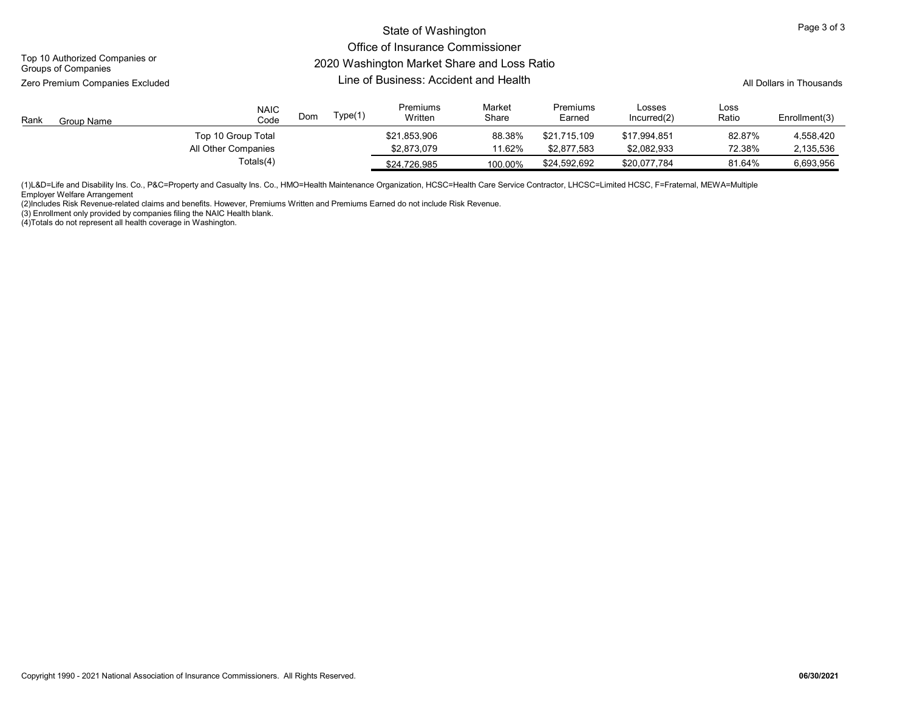Top 10 Authorized Companies or Groups of Companies

Zero Premium Companies Excluded

# State of Washington
## Office of Insurance Commissioner
## 2020 Washington Market Share and Loss Ratio
## Line of Business: Accident and Health

All Dollars in Thousands

| Rank | Group Name | NAIC Code | Dom | Type(1) | Premiums Written | Market Share | Premiums Earned | Losses Incurred(2) | Loss Ratio | Enrollment(3) |
|---|---|---|---|---|---|---|---|---|---|---|
| | Top 10 Group Total | | | | $21,853,906 | 88.38% | $21,715,109 | $17,994,851 | 82.87% | 4,558,420 |
| | All Other Companies | | | | $2,873,079 | 11.62% | $2,877,583 | $2,082,933 | 72.38% | 2,135,536 |
| | Totals(4) | | | | $24,726,985 | 100.00% | $24,592,692 | $20,077,784 | 81.64% | 6,693,956 |

(1)L&D=Life and Disability Ins. Co., P&C=Property and Casualty Ins. Co., HMO=Health Maintenance Organization, HCSC=Health Care Service Contractor, LHCSC=Limited HCSC, F=Fraternal, MEWA=Multiple Employer Welfare Arrangement

(2)Includes Risk Revenue-related claims and benefits. However, Premiums Written and Premiums Earned do not include Risk Revenue.

(3) Enrollment only provided by companies filing the NAIC Health blank.

(4)Totals do not represent all health coverage in Washington.

Copyright 1990 - 2021 National Association of Insurance Commissioners. All Rights Reserved.

**06/30/2021**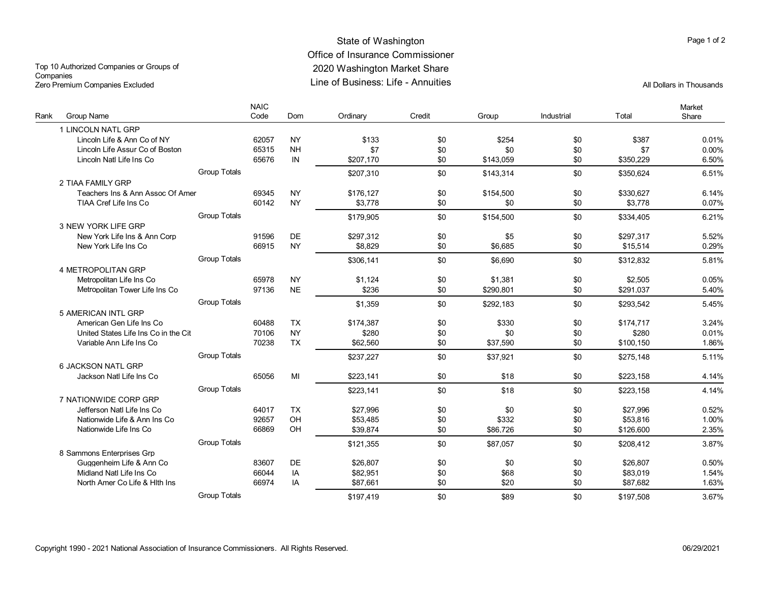# State of Washington
## Office of Insurance Commissioner
## 2020 Washington Market Share
## Line of Business: Life - Annuities

Top 10 Authorized Companies or Groups of Companies
Zero Premium Companies Excluded

All Dollars in Thousands

| Rank | Group Name | NAIC Code | Dom | Ordinary | Credit | Group | Industrial | Total | Market Share |
|---|---|---|---|---|---|---|---|---|---|
| 1 | LINCOLN NATL GRP | | | | | | | | |
| | Lincoln Life & Ann Co of NY | 62057 | NY | $133 | $0 | $254 | $0 | $387 | 0.01% |
| | Lincoln Life Assur Co of Boston | 65315 | NH | $7 | $0 | $0 | $0 | $7 | 0.00% |
| | Lincoln Natl Life Ins Co | 65676 | IN | $207,170 | $0 | $143,059 | $0 | $350,229 | 6.50% |
| | Group Totals | | | $207,310 | $0 | $143,314 | $0 | $350,624 | 6.51% |
| 2 | TIAA FAMILY GRP | | | | | | | | |
| | Teachers Ins & Ann Assoc Of Amer | 69345 | NY | $176,127 | $0 | $154,500 | $0 | $330,627 | 6.14% |
| | TIAA Cref Life Ins Co | 60142 | NY | $3,778 | $0 | $0 | $0 | $3,778 | 0.07% |
| | Group Totals | | | $179,905 | $0 | $154,500 | $0 | $334,405 | 6.21% |
| 3 | NEW YORK LIFE GRP | | | | | | | | |
| | New York Life Ins & Ann Corp | 91596 | DE | $297,312 | $0 | $5 | $0 | $297,317 | 5.52% |
| | New York Life Ins Co | 66915 | NY | $8,829 | $0 | $6,685 | $0 | $15,514 | 0.29% |
| | Group Totals | | | $306,141 | $0 | $6,690 | $0 | $312,832 | 5.81% |
| 4 | METROPOLITAN GRP | | | | | | | | |
| | Metropolitan Life Ins Co | 65978 | NY | $1,124 | $0 | $1,381 | $0 | $2,505 | 0.05% |
| | Metropolitan Tower Life Ins Co | 97136 | NE | $236 | $0 | $290,801 | $0 | $291,037 | 5.40% |
| | Group Totals | | | $1,359 | $0 | $292,183 | $0 | $293,542 | 5.45% |
| 5 | AMERICAN INTL GRP | | | | | | | | |
| | American Gen Life Ins Co | 60488 | TX | $174,387 | $0 | $330 | $0 | $174,717 | 3.24% |
| | United States Life Ins Co in the Cit | 70106 | NY | $280 | $0 | $0 | $0 | $280 | 0.01% |
| | Variable Ann Life Ins Co | 70238 | TX | $62,560 | $0 | $37,590 | $0 | $100,150 | 1.86% |
| | Group Totals | | | $237,227 | $0 | $37,921 | $0 | $275,148 | 5.11% |
| 6 | JACKSON NATL GRP | | | | | | | | |
| | Jackson Natl Life Ins Co | 65056 | MI | $223,141 | $0 | $18 | $0 | $223,158 | 4.14% |
| | Group Totals | | | $223,141 | $0 | $18 | $0 | $223,158 | 4.14% |
| 7 | NATIONWIDE CORP GRP | | | | | | | | |
| | Jefferson Natl Life Ins Co | 64017 | TX | $27,996 | $0 | $0 | $0 | $27,996 | 0.52% |
| | Nationwide Life & Ann Ins Co | 92657 | OH | $53,485 | $0 | $332 | $0 | $53,816 | 1.00% |
| | Nationwide Life Ins Co | 66869 | OH | $39,874 | $0 | $86,726 | $0 | $126,600 | 2.35% |
| | Group Totals | | | $121,355 | $0 | $87,057 | $0 | $208,412 | 3.87% |
| 8 | Sammons Enterprises Grp | | | | | | | | |
| | Guggenheim Life & Ann Co | 83607 | DE | $26,807 | $0 | $0 | $0 | $26,807 | 0.50% |
| | Midland Natl Life Ins Co | 66044 | IA | $82,951 | $0 | $68 | $0 | $83,019 | 1.54% |
| | North Amer Co Life & Hlth Ins | 66974 | IA | $87,661 | $0 | $20 | $0 | $87,682 | 1.63% |
| | Group Totals | | | $197,419 | $0 | $89 | $0 | $197,508 | 3.67% |

Copyright 1990 - 2021 National Association of Insurance Commissioners. All Rights Reserved.

06/29/2021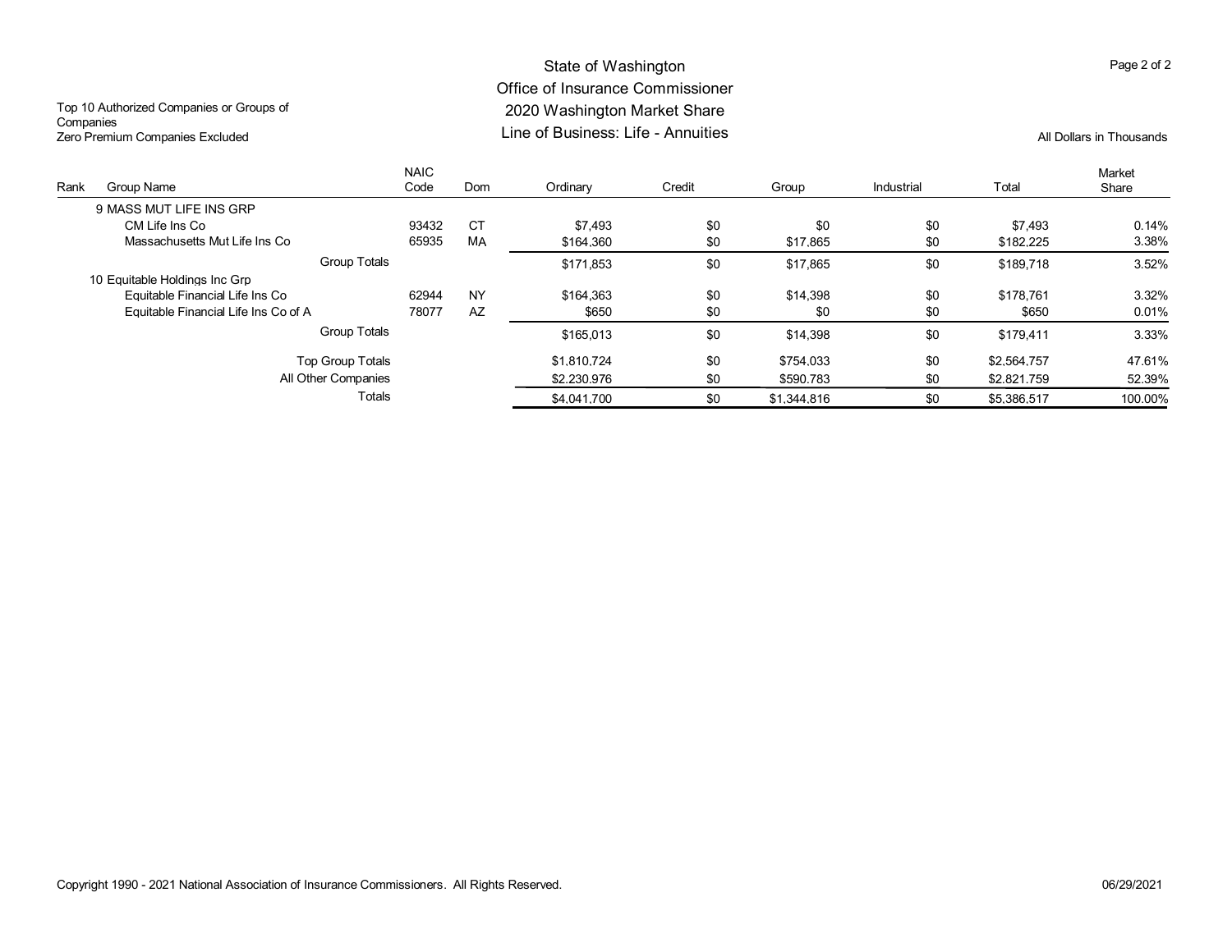# State of Washington
## Office of Insurance Commissioner
## 2020 Washington Market Share
## Line of Business: Life - Annuities

Top 10 Authorized Companies or Groups of Companies
Zero Premium Companies Excluded

All Dollars in Thousands

| Rank | Group Name | NAIC Code | Dom | Ordinary | Credit | Group | Industrial | Total | Market Share |
|---|---|---|---|---|---|---|---|---|---|
| 9 | MASS MUT LIFE INS GRP | | | | | | | | |
| | CM Life Ins Co | 93432 | CT | $7,493 | $0 | $0 | $0 | $7,493 | 0.14% |
| | Massachusetts Mut Life Ins Co | 65935 | MA | $164,360 | $0 | $17,865 | $0 | $182,225 | 3.38% |
| | Group Totals | | | $171,853 | $0 | $17,865 | $0 | $189,718 | 3.52% |
| 10 | Equitable Holdings Inc Grp | | | | | | | | |
| | Equitable Financial Life Ins Co | 62944 | NY | $164,363 | $0 | $14,398 | $0 | $178,761 | 3.32% |
| | Equitable Financial Life Ins Co of A | 78077 | AZ | $650 | $0 | $0 | $0 | $650 | 0.01% |
| | Group Totals | | | $165,013 | $0 | $14,398 | $0 | $179,411 | 3.33% |
| | Top Group Totals | | | $1,810,724 | $0 | $754,033 | $0 | $2,564,757 | 47.61% |
| | All Other Companies | | | $2,230,976 | $0 | $590,783 | $0 | $2,821,759 | 52.39% |
| | Totals | | | $4,041,700 | $0 | $1,344,816 | $0 | $5,386,517 | 100.00% |

Copyright 1990 - 2021 National Association of Insurance Commissioners. All Rights Reserved.

06/29/2021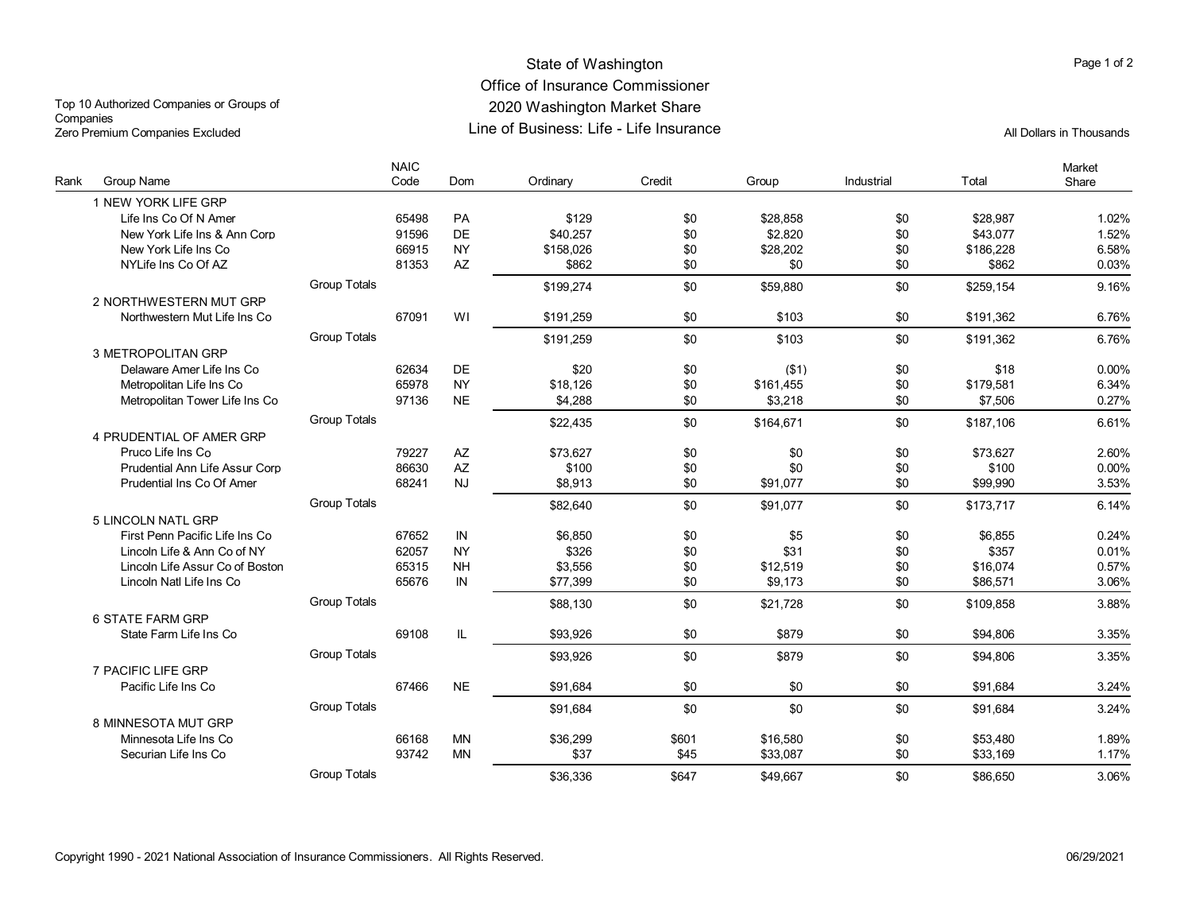# State of Washington
## Office of Insurance Commissioner
## 2020 Washington Market Share
## Line of Business: Life - Life Insurance

Top 10 Authorized Companies or Groups of Companies
Zero Premium Companies Excluded

All Dollars in Thousands

| Rank | Group Name | | NAIC Code | Dom | Ordinary | Credit | Group | Industrial | Total | Market Share |
|---|---|---|---|---|---|---|---|---|---|---|
| | 1 NEW YORK LIFE GRP | | | | | | | | | |
| | Life Ins Co Of N Amer | | 65498 | PA | $129 | $0 | $28,858 | $0 | $28,987 | 1.02% |
| | New York Life Ins & Ann Corp | | 91596 | DE | $40,257 | $0 | $2,820 | $0 | $43,077 | 1.52% |
| | New York Life Ins Co | | 66915 | NY | $158,026 | $0 | $28,202 | $0 | $186,228 | 6.58% |
| | NYLife Ins Co Of AZ | | 81353 | AZ | $862 | $0 | $0 | $0 | $862 | 0.03% |
| | | Group Totals | | | $199,274 | $0 | $59,880 | $0 | $259,154 | 9.16% |
| | 2 NORTHWESTERN MUT GRP | | | | | | | | | |
| | Northwestern Mut Life Ins Co | | 67091 | WI | $191,259 | $0 | $103 | $0 | $191,362 | 6.76% |
| | | Group Totals | | | $191,259 | $0 | $103 | $0 | $191,362 | 6.76% |
| | 3 METROPOLITAN GRP | | | | | | | | | |
| | Delaware Amer Life Ins Co | | 62634 | DE | $20 | $0 | ($1) | $0 | $18 | 0.00% |
| | Metropolitan Life Ins Co | | 65978 | NY | $18,126 | $0 | $161,455 | $0 | $179,581 | 6.34% |
| | Metropolitan Tower Life Ins Co | | 97136 | NE | $4,288 | $0 | $3,218 | $0 | $7,506 | 0.27% |
| | | Group Totals | | | $22,435 | $0 | $164,671 | $0 | $187,106 | 6.61% |
| | 4 PRUDENTIAL OF AMER GRP | | | | | | | | | |
| | Pruco Life Ins Co | | 79227 | AZ | $73,627 | $0 | $0 | $0 | $73,627 | 2.60% |
| | Prudential Ann Life Assur Corp | | 86630 | AZ | $100 | $0 | $0 | $0 | $100 | 0.00% |
| | Prudential Ins Co Of Amer | | 68241 | NJ | $8,913 | $0 | $91,077 | $0 | $99,990 | 3.53% |
| | | Group Totals | | | $82,640 | $0 | $91,077 | $0 | $173,717 | 6.14% |
| | 5 LINCOLN NATL GRP | | | | | | | | | |
| | First Penn Pacific Life Ins Co | | 67652 | IN | $6,850 | $0 | $5 | $0 | $6,855 | 0.24% |
| | Lincoln Life & Ann Co of NY | | 62057 | NY | $326 | $0 | $31 | $0 | $357 | 0.01% |
| | Lincoln Life Assur Co of Boston | | 65315 | NH | $3,556 | $0 | $12,519 | $0 | $16,074 | 0.57% |
| | Lincoln Natl Life Ins Co | | 65676 | IN | $77,399 | $0 | $9,173 | $0 | $86,571 | 3.06% |
| | | Group Totals | | | $88,130 | $0 | $21,728 | $0 | $109,858 | 3.88% |
| | 6 STATE FARM GRP | | | | | | | | | |
| | State Farm Life Ins Co | | 69108 | IL | $93,926 | $0 | $879 | $0 | $94,806 | 3.35% |
| | | Group Totals | | | $93,926 | $0 | $879 | $0 | $94,806 | 3.35% |
| | 7 PACIFIC LIFE GRP | | | | | | | | | |
| | Pacific Life Ins Co | | 67466 | NE | $91,684 | $0 | $0 | $0 | $91,684 | 3.24% |
| | | Group Totals | | | $91,684 | $0 | $0 | $0 | $91,684 | 3.24% |
| | 8 MINNESOTA MUT GRP | | | | | | | | | |
| | Minnesota Life Ins Co | | 66168 | MN | $36,299 | $601 | $16,580 | $0 | $53,480 | 1.89% |
| | Securian Life Ins Co | | 93742 | MN | $37 | $45 | $33,087 | $0 | $33,169 | 1.17% |
| | | Group Totals | | | $36,336 | $647 | $49,667 | $0 | $86,650 | 3.06% |

Copyright 1990 - 2021 National Association of Insurance Commissioners. All Rights Reserved.

06/29/2021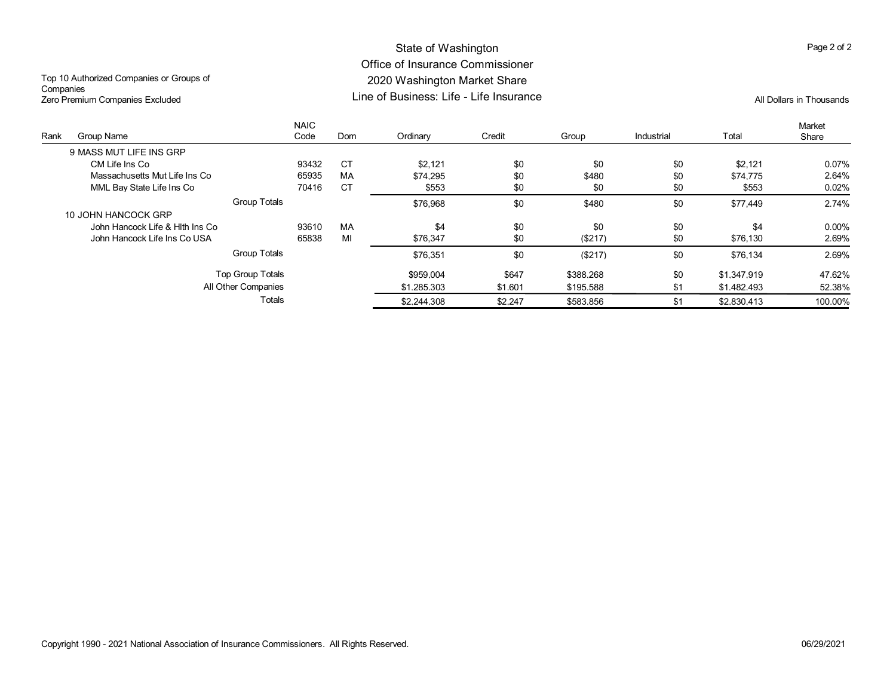Top 10 Authorized Companies or Groups of Companies
Zero Premium Companies Excluded

# State of Washington
## Office of Insurance Commissioner
## 2020 Washington Market Share
## Line of Business: Life - Life Insurance

All Dollars in Thousands

| Rank | Group Name | NAIC Code | Dom | Ordinary | Credit | Group | Industrial | Total | Market Share |
|---|---|---|---|---|---|---|---|---|---|
| 9 | MASS MUT LIFE INS GRP | | | | | | | | |
| | CM Life Ins Co | 93432 | CT | $2,121 | $0 | $0 | $0 | $2,121 | 0.07% |
| | Massachusetts Mut Life Ins Co | 65935 | MA | $74,295 | $0 | $480 | $0 | $74,775 | 2.64% |
| | MML Bay State Life Ins Co | 70416 | CT | $553 | $0 | $0 | $0 | $553 | 0.02% |
| | Group Totals | | | $76,968 | $0 | $480 | $0 | $77,449 | 2.74% |
| 10 | JOHN HANCOCK GRP | | | | | | | | |
| | John Hancock Life & Hlth Ins Co | 93610 | MA | $4 | $0 | $0 | $0 | $4 | 0.00% |
| | John Hancock Life Ins Co USA | 65838 | MI | $76,347 | $0 | ($217) | $0 | $76,130 | 2.69% |
| | Group Totals | | | $76,351 | $0 | ($217) | $0 | $76,134 | 2.69% |
| | Top Group Totals | | | $959,004 | $647 | $388,268 | $0 | $1,347,919 | 47.62% |
| | All Other Companies | | | $1,285,303 | $1,601 | $195,588 | $1 | $1,482,493 | 52.38% |
| | Totals | | | $2,244,308 | $2,247 | $583,856 | $1 | $2,830,413 | 100.00% |

Copyright 1990 - 2021 National Association of Insurance Commissioners. All Rights Reserved. 06/29/2021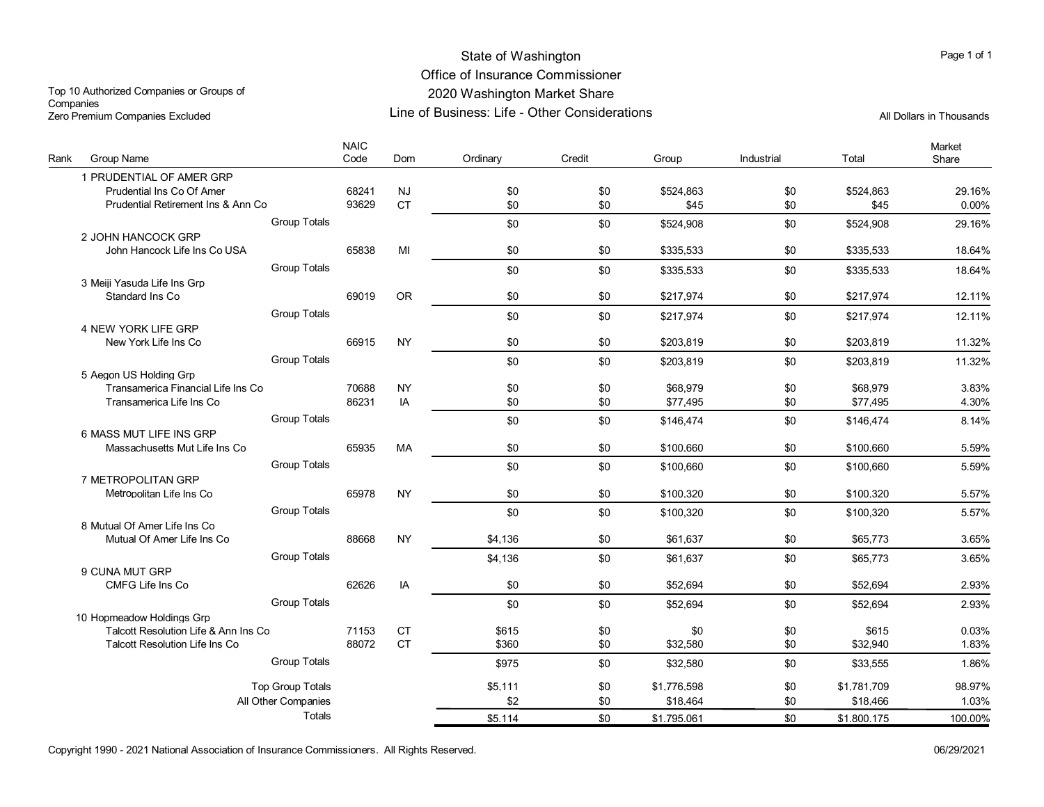# State of Washington
## Office of Insurance Commissioner
## 2020 Washington Market Share
## Line of Business: Life - Other Considerations

Top 10 Authorized Companies or Groups of Companies
Zero Premium Companies Excluded

All Dollars in Thousands

| Rank | Group Name | NAIC Code | Dom | Ordinary | Credit | Group | Industrial | Total | Market Share |
|---|---|---|---|---|---|---|---|---|---|
| 1 | PRUDENTIAL OF AMER GRP | | | | | | | | |
| | Prudential Ins Co Of Amer | 68241 | NJ | $0 | $0 | $524,863 | $0 | $524,863 | 29.16% |
| | Prudential Retirement Ins & Ann Co | 93629 | CT | $0 | $0 | $45 | $0 | $45 | 0.00% |
| | Group Totals | | | $0 | $0 | $524,908 | $0 | $524,908 | 29.16% |
| 2 | JOHN HANCOCK GRP | | | | | | | | |
| | John Hancock Life Ins Co USA | 65838 | MI | $0 | $0 | $335,533 | $0 | $335,533 | 18.64% |
| | Group Totals | | | $0 | $0 | $335,533 | $0 | $335,533 | 18.64% |
| 3 | Meiji Yasuda Life Ins Grp | | | | | | | | |
| | Standard Ins Co | 69019 | OR | $0 | $0 | $217,974 | $0 | $217,974 | 12.11% |
| | Group Totals | | | $0 | $0 | $217,974 | $0 | $217,974 | 12.11% |
| 4 | NEW YORK LIFE GRP | | | | | | | | |
| | New York Life Ins Co | 66915 | NY | $0 | $0 | $203,819 | $0 | $203,819 | 11.32% |
| | Group Totals | | | $0 | $0 | $203,819 | $0 | $203,819 | 11.32% |
| 5 | Aegon US Holding Grp | | | | | | | | |
| | Transamerica Financial Life Ins Co | 70688 | NY | $0 | $0 | $68,979 | $0 | $68,979 | 3.83% |
| | Transamerica Life Ins Co | 86231 | IA | $0 | $0 | $77,495 | $0 | $77,495 | 4.30% |
| | Group Totals | | | $0 | $0 | $146,474 | $0 | $146,474 | 8.14% |
| 6 | MASS MUT LIFE INS GRP | | | | | | | | |
| | Massachusetts Mut Life Ins Co | 65935 | MA | $0 | $0 | $100,660 | $0 | $100,660 | 5.59% |
| | Group Totals | | | $0 | $0 | $100,660 | $0 | $100,660 | 5.59% |
| 7 | METROPOLITAN GRP | | | | | | | | |
| | Metropolitan Life Ins Co | 65978 | NY | $0 | $0 | $100,320 | $0 | $100,320 | 5.57% |
| | Group Totals | | | $0 | $0 | $100,320 | $0 | $100,320 | 5.57% |
| 8 | Mutual Of Amer Life Ins Co | | | | | | | | |
| | Mutual Of Amer Life Ins Co | 88668 | NY | $4,136 | $0 | $61,637 | $0 | $65,773 | 3.65% |
| | Group Totals | | | $4,136 | $0 | $61,637 | $0 | $65,773 | 3.65% |
| 9 | CUNA MUT GRP | | | | | | | | |
| | CMFG Life Ins Co | 62626 | IA | $0 | $0 | $52,694 | $0 | $52,694 | 2.93% |
| | Group Totals | | | $0 | $0 | $52,694 | $0 | $52,694 | 2.93% |
| 10 | Hopmeadow Holdings Grp | | | | | | | | |
| | Talcott Resolution Life & Ann Ins Co | 71153 | CT | $615 | $0 | $0 | $0 | $615 | 0.03% |
| | Talcott Resolution Life Ins Co | 88072 | CT | $360 | $0 | $32,580 | $0 | $32,940 | 1.83% |
| | Group Totals | | | $975 | $0 | $32,580 | $0 | $33,555 | 1.86% |
| | Top Group Totals | | | $5,111 | $0 | $1,776,598 | $0 | $1,781,709 | 98.97% |
| | All Other Companies | | | $2 | $0 | $18,464 | $0 | $18,466 | 1.03% |
| | Totals | | | $5,114 | $0 | $1,795,061 | $0 | $1,800,175 | 100.00% |

Copyright 1990 - 2021 National Association of Insurance Commissioners. All Rights Reserved.

06/29/2021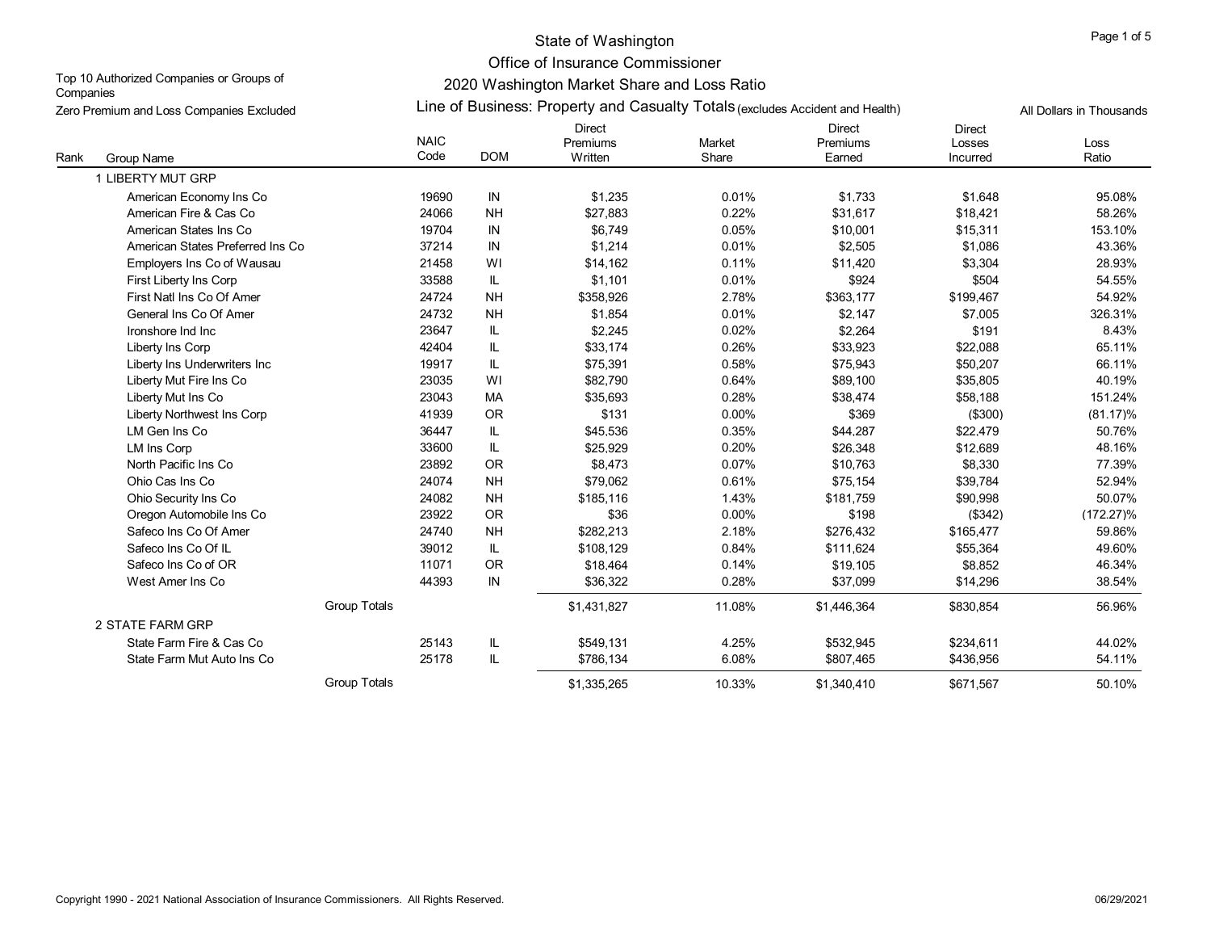# State of Washington

## Office of Insurance Commissioner

## 2020 Washington Market Share and Loss Ratio

### Line of Business: Property and Casualty Totals (excludes Accident and Health)

Top 10 Authorized Companies or Groups of Companies

Zero Premium and Loss Companies Excluded

All Dollars in Thousands

| Rank | Group Name | NAIC Code | DOM | Direct Premiums Written | Market Share | Direct Premiums Earned | Direct Losses Incurred | Loss Ratio |
|---|---|---|---|---|---|---|---|---|
| 1 | LIBERTY MUT GRP | | | | | | | |
| | American Economy Ins Co | 19690 | IN | $1,235 | 0.01% | $1,733 | $1,648 | 95.08% |
| | American Fire & Cas Co | 24066 | NH | $27,883 | 0.22% | $31,617 | $18,421 | 58.26% |
| | American States Ins Co | 19704 | IN | $6,749 | 0.05% | $10,001 | $15,311 | 153.10% |
| | American States Preferred Ins Co | 37214 | IN | $1,214 | 0.01% | $2,505 | $1,086 | 43.36% |
| | Employers Ins Co of Wausau | 21458 | WI | $14,162 | 0.11% | $11,420 | $3,304 | 28.93% |
| | First Liberty Ins Corp | 33588 | IL | $1,101 | 0.01% | $924 | $504 | 54.55% |
| | First Natl Ins Co Of Amer | 24724 | NH | $358,926 | 2.78% | $363,177 | $199,467 | 54.92% |
| | General Ins Co Of Amer | 24732 | NH | $1,854 | 0.01% | $2,147 | $7,005 | 326.31% |
| | Ironshore Ind Inc | 23647 | IL | $2,245 | 0.02% | $2,264 | $191 | 8.43% |
| | Liberty Ins Corp | 42404 | IL | $33,174 | 0.26% | $33,923 | $22,088 | 65.11% |
| | Liberty Ins Underwriters Inc | 19917 | IL | $75,391 | 0.58% | $75,943 | $50,207 | 66.11% |
| | Liberty Mut Fire Ins Co | 23035 | WI | $82,790 | 0.64% | $89,100 | $35,805 | 40.19% |
| | Liberty Mut Ins Co | 23043 | MA | $35,693 | 0.28% | $38,474 | $58,188 | 151.24% |
| | Liberty Northwest Ins Corp | 41939 | OR | $131 | 0.00% | $369 | ($300) | (81.17)% |
| | LM Gen Ins Co | 36447 | IL | $45,536 | 0.35% | $44,287 | $22,479 | 50.76% |
| | LM Ins Corp | 33600 | IL | $25,929 | 0.20% | $26,348 | $12,689 | 48.16% |
| | North Pacific Ins Co | 23892 | OR | $8,473 | 0.07% | $10,763 | $8,330 | 77.39% |
| | Ohio Cas Ins Co | 24074 | NH | $79,062 | 0.61% | $75,154 | $39,784 | 52.94% |
| | Ohio Security Ins Co | 24082 | NH | $185,116 | 1.43% | $181,759 | $90,998 | 50.07% |
| | Oregon Automobile Ins Co | 23922 | OR | $36 | 0.00% | $198 | ($342) | (172.27)% |
| | Safeco Ins Co Of Amer | 24740 | NH | $282,213 | 2.18% | $276,432 | $165,477 | 59.86% |
| | Safeco Ins Co Of IL | 39012 | IL | $108,129 | 0.84% | $111,624 | $55,364 | 49.60% |
| | Safeco Ins Co of OR | 11071 | OR | $18,464 | 0.14% | $19,105 | $8,852 | 46.34% |
| | West Amer Ins Co | 44393 | IN | $36,322 | 0.28% | $37,099 | $14,296 | 38.54% |
| | Group Totals | | | $1,431,827 | 11.08% | $1,446,364 | $830,854 | 56.96% |
| 2 | STATE FARM GRP | | | | | | | |
| | State Farm Fire & Cas Co | 25143 | IL | $549,131 | 4.25% | $532,945 | $234,611 | 44.02% |
| | State Farm Mut Auto Ins Co | 25178 | IL | $786,134 | 6.08% | $807,465 | $436,956 | 54.11% |
| | Group Totals | | | $1,335,265 | 10.33% | $1,340,410 | $671,567 | 50.10% |

Copyright 1990 - 2021 National Association of Insurance Commissioners. All Rights Reserved.

06/29/2021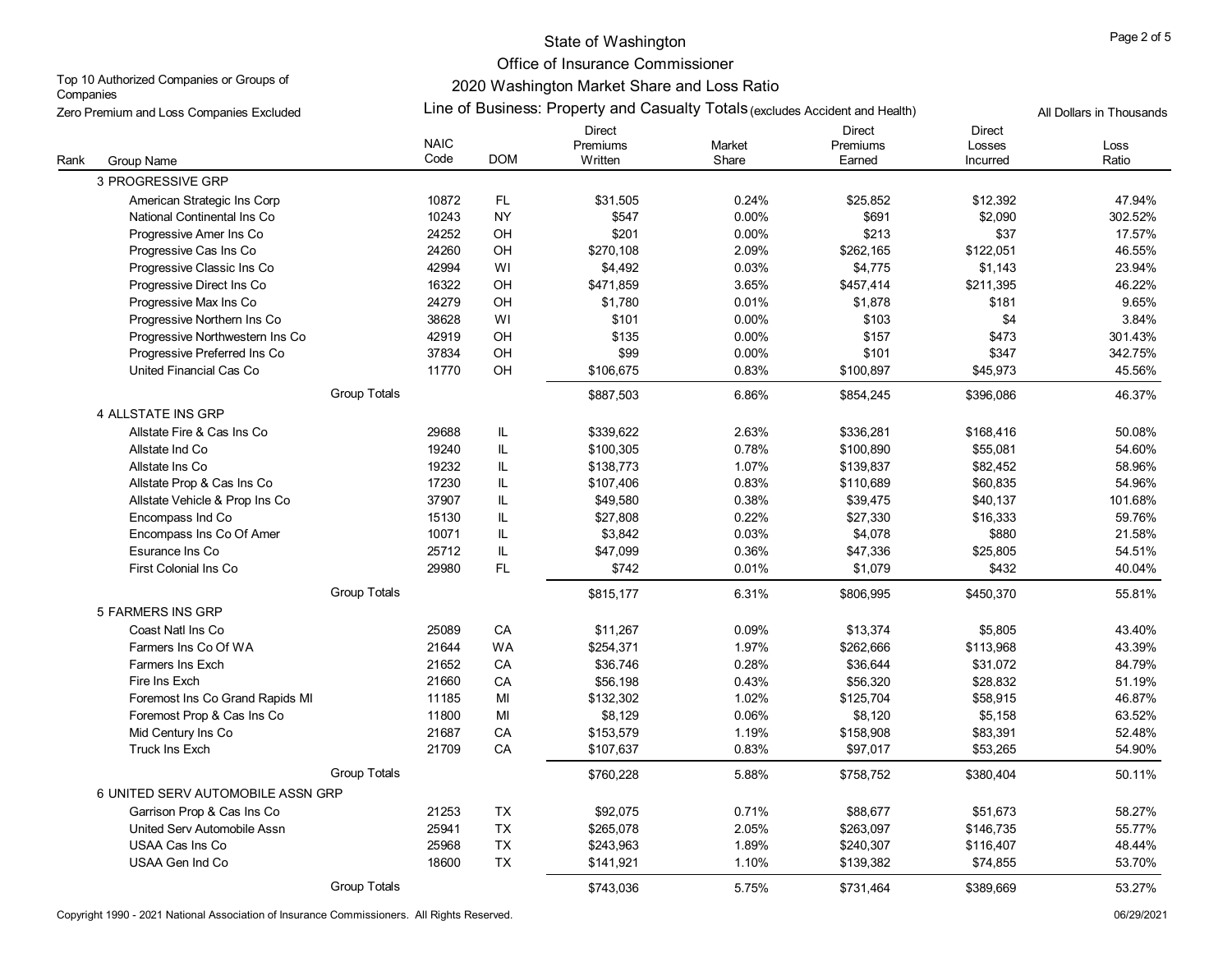# State of Washington

## Office of Insurance Commissioner

## 2020 Washington Market Share and Loss Ratio

Top 10 Authorized Companies or Groups of Companies

Zero Premium and Loss Companies Excluded

Line of Business: Property and Casualty Totals (excludes Accident and Health)

All Dollars in Thousands

| Rank | Group Name | NAIC Code | DOM | Direct Premiums Written | Market Share | Direct Premiums Earned | Direct Losses Incurred | Loss Ratio |
|---|---|---|---|---|---|---|---|---|
| 3 | PROGRESSIVE GRP | | | | | | | |
| | American Strategic Ins Corp | 10872 | FL | $31,505 | 0.24% | $25,852 | $12,392 | 47.94% |
| | National Continental Ins Co | 10243 | NY | $547 | 0.00% | $691 | $2,090 | 302.52% |
| | Progressive Amer Ins Co | 24252 | OH | $201 | 0.00% | $213 | $37 | 17.57% |
| | Progressive Cas Ins Co | 24260 | OH | $270,108 | 2.09% | $262,165 | $122,051 | 46.55% |
| | Progressive Classic Ins Co | 42994 | WI | $4,492 | 0.03% | $4,775 | $1,143 | 23.94% |
| | Progressive Direct Ins Co | 16322 | OH | $471,859 | 3.65% | $457,414 | $211,395 | 46.22% |
| | Progressive Max Ins Co | 24279 | OH | $1,780 | 0.01% | $1,878 | $181 | 9.65% |
| | Progressive Northern Ins Co | 38628 | WI | $101 | 0.00% | $103 | $4 | 3.84% |
| | Progressive Northwestern Ins Co | 42919 | OH | $135 | 0.00% | $157 | $473 | 301.43% |
| | Progressive Preferred Ins Co | 37834 | OH | $99 | 0.00% | $101 | $347 | 342.75% |
| | United Financial Cas Co | 11770 | OH | $106,675 | 0.83% | $100,897 | $45,973 | 45.56% |
| | Group Totals | | | $887,503 | 6.86% | $854,245 | $396,086 | 46.37% |
| 4 | ALLSTATE INS GRP | | | | | | | |
| | Allstate Fire & Cas Ins Co | 29688 | IL | $339,622 | 2.63% | $336,281 | $168,416 | 50.08% |
| | Allstate Ind Co | 19240 | IL | $100,305 | 0.78% | $100,890 | $55,081 | 54.60% |
| | Allstate Ins Co | 19232 | IL | $138,773 | 1.07% | $139,837 | $82,452 | 58.96% |
| | Allstate Prop & Cas Ins Co | 17230 | IL | $107,406 | 0.83% | $110,689 | $60,835 | 54.96% |
| | Allstate Vehicle & Prop Ins Co | 37907 | IL | $49,580 | 0.38% | $39,475 | $40,137 | 101.68% |
| | Encompass Ind Co | 15130 | IL | $27,808 | 0.22% | $27,330 | $16,333 | 59.76% |
| | Encompass Ins Co Of Amer | 10071 | IL | $3,842 | 0.03% | $4,078 | $880 | 21.58% |
| | Esurance Ins Co | 25712 | IL | $47,099 | 0.36% | $47,336 | $25,805 | 54.51% |
| | First Colonial Ins Co | 29980 | FL | $742 | 0.01% | $1,079 | $432 | 40.04% |
| | Group Totals | | | $815,177 | 6.31% | $806,995 | $450,370 | 55.81% |
| 5 | FARMERS INS GRP | | | | | | | |
| | Coast Natl Ins Co | 25089 | CA | $11,267 | 0.09% | $13,374 | $5,805 | 43.40% |
| | Farmers Ins Co Of WA | 21644 | WA | $254,371 | 1.97% | $262,666 | $113,968 | 43.39% |
| | Farmers Ins Exch | 21652 | CA | $36,746 | 0.28% | $36,644 | $31,072 | 84.79% |
| | Fire Ins Exch | 21660 | CA | $56,198 | 0.43% | $56,320 | $28,832 | 51.19% |
| | Foremost Ins Co Grand Rapids MI | 11185 | MI | $132,302 | 1.02% | $125,704 | $58,915 | 46.87% |
| | Foremost Prop & Cas Ins Co | 11800 | MI | $8,129 | 0.06% | $8,120 | $5,158 | 63.52% |
| | Mid Century Ins Co | 21687 | CA | $153,579 | 1.19% | $158,908 | $83,391 | 52.48% |
| | Truck Ins Exch | 21709 | CA | $107,637 | 0.83% | $97,017 | $53,265 | 54.90% |
| | Group Totals | | | $760,228 | 5.88% | $758,752 | $380,404 | 50.11% |
| 6 | UNITED SERV AUTOMOBILE ASSN GRP | | | | | | | |
| | Garrison Prop & Cas Ins Co | 21253 | TX | $92,075 | 0.71% | $88,677 | $51,673 | 58.27% |
| | United Serv Automobile Assn | 25941 | TX | $265,078 | 2.05% | $263,097 | $146,735 | 55.77% |
| | USAA Cas Ins Co | 25968 | TX | $243,963 | 1.89% | $240,307 | $116,407 | 48.44% |
| | USAA Gen Ind Co | 18600 | TX | $141,921 | 1.10% | $139,382 | $74,855 | 53.70% |
| | Group Totals | | | $743,036 | 5.75% | $731,464 | $389,669 | 53.27% |

Copyright 1990 - 2021 National Association of Insurance Commissioners. All Rights Reserved.

06/29/2021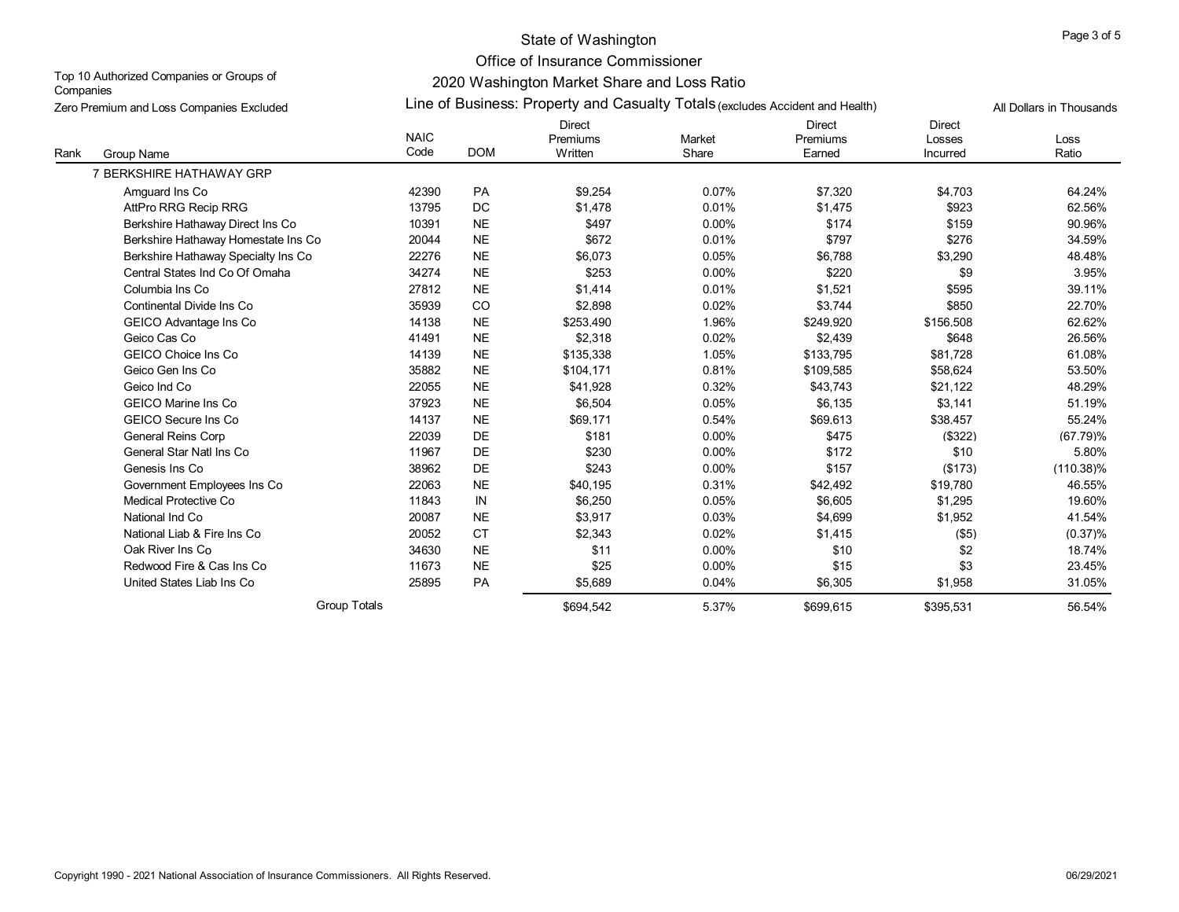# State of Washington
## Office of Insurance Commissioner
## 2020 Washington Market Share and Loss Ratio
### Line of Business: Property and Casualty Totals (excludes Accident and Health)

Top 10 Authorized Companies or Groups of Companies

Zero Premium and Loss Companies Excluded

All Dollars in Thousands

| Rank | Group Name | NAIC Code | DOM | Direct Premiums Written | Market Share | Direct Premiums Earned | Direct Losses Incurred | Loss Ratio |
|---|---|---|---|---|---|---|---|---|
| 7 | BERKSHIRE HATHAWAY GRP | | | | | | | |
| | Amguard Ins Co | 42390 | PA | $9,254 | 0.07% | $7,320 | $4,703 | 64.24% |
| | AttPro RRG Recip RRG | 13795 | DC | $1,478 | 0.01% | $1,475 | $923 | 62.56% |
| | Berkshire Hathaway Direct Ins Co | 10391 | NE | $497 | 0.00% | $174 | $159 | 90.96% |
| | Berkshire Hathaway Homestate Ins Co | 20044 | NE | $672 | 0.01% | $797 | $276 | 34.59% |
| | Berkshire Hathaway Specialty Ins Co | 22276 | NE | $6,073 | 0.05% | $6,788 | $3,290 | 48.48% |
| | Central States Ind Co Of Omaha | 34274 | NE | $253 | 0.00% | $220 | $9 | 3.95% |
| | Columbia Ins Co | 27812 | NE | $1,414 | 0.01% | $1,521 | $595 | 39.11% |
| | Continental Divide Ins Co | 35939 | CO | $2,898 | 0.02% | $3,744 | $850 | 22.70% |
| | GEICO Advantage Ins Co | 14138 | NE | $253,490 | 1.96% | $249,920 | $156,508 | 62.62% |
| | Geico Cas Co | 41491 | NE | $2,318 | 0.02% | $2,439 | $648 | 26.56% |
| | GEICO Choice Ins Co | 14139 | NE | $135,338 | 1.05% | $133,795 | $81,728 | 61.08% |
| | Geico Gen Ins Co | 35882 | NE | $104,171 | 0.81% | $109,585 | $58,624 | 53.50% |
| | Geico Ind Co | 22055 | NE | $41,928 | 0.32% | $43,743 | $21,122 | 48.29% |
| | GEICO Marine Ins Co | 37923 | NE | $6,504 | 0.05% | $6,135 | $3,141 | 51.19% |
| | GEICO Secure Ins Co | 14137 | NE | $69,171 | 0.54% | $69,613 | $38,457 | 55.24% |
| | General Reins Corp | 22039 | DE | $181 | 0.00% | $475 | ($322) | (67.79)% |
| | General Star Natl Ins Co | 11967 | DE | $230 | 0.00% | $172 | $10 | 5.80% |
| | Genesis Ins Co | 38962 | DE | $243 | 0.00% | $157 | ($173) | (110.38)% |
| | Government Employees Ins Co | 22063 | NE | $40,195 | 0.31% | $42,492 | $19,780 | 46.55% |
| | Medical Protective Co | 11843 | IN | $6,250 | 0.05% | $6,605 | $1,295 | 19.60% |
| | National Ind Co | 20087 | NE | $3,917 | 0.03% | $4,699 | $1,952 | 41.54% |
| | National Liab & Fire Ins Co | 20052 | CT | $2,343 | 0.02% | $1,415 | ($5) | (0.37)% |
| | Oak River Ins Co | 34630 | NE | $11 | 0.00% | $10 | $2 | 18.74% |
| | Redwood Fire & Cas Ins Co | 11673 | NE | $25 | 0.00% | $15 | $3 | 23.45% |
| | United States Liab Ins Co | 25895 | PA | $5,689 | 0.04% | $6,305 | $1,958 | 31.05% |
| | Group Totals | | | $694,542 | 5.37% | $699,615 | $395,531 | 56.54% |

Copyright 1990 - 2021 National Association of Insurance Commissioners. All Rights Reserved. 06/29/2021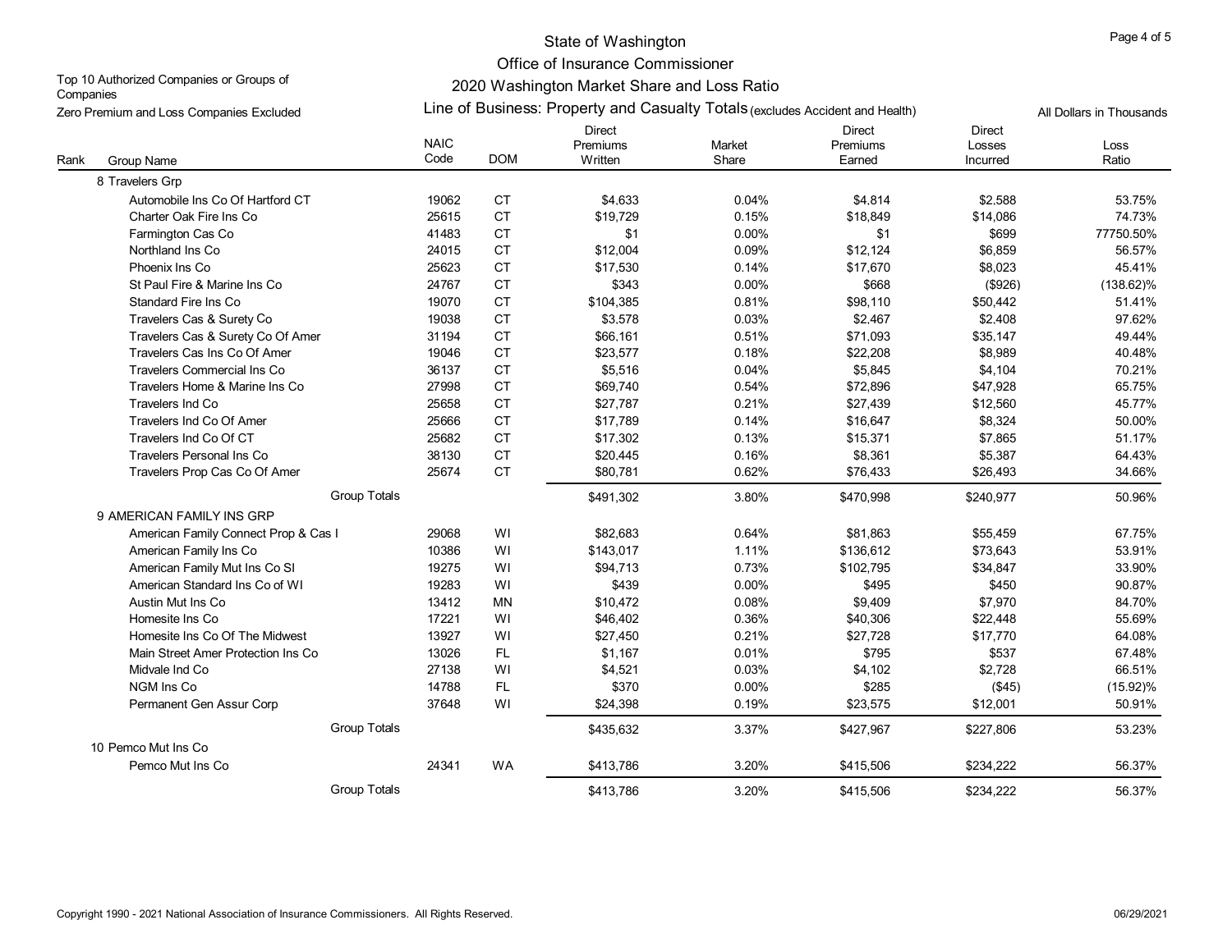State of Washington

Office of Insurance Commissioner

2020 Washington Market Share and Loss Ratio

Line of Business: Property and Casualty Totals (excludes Accident and Health)

Top 10 Authorized Companies or Groups of Companies

Zero Premium and Loss Companies Excluded

All Dollars in Thousands

| Rank | Group Name | NAIC Code | DOM | Direct Premiums Written | Market Share | Direct Premiums Earned | Direct Losses Incurred | Loss Ratio |
|---|---|---|---|---|---|---|---|---|
| 8 | Travelers Grp | | | | | | | |
| | Automobile Ins Co Of Hartford CT | 19062 | CT | $4,633 | 0.04% | $4,814 | $2,588 | 53.75% |
| | Charter Oak Fire Ins Co | 25615 | CT | $19,729 | 0.15% | $18,849 | $14,086 | 74.73% |
| | Farmington Cas Co | 41483 | CT | $1 | 0.00% | $1 | $699 | 77750.50% |
| | Northland Ins Co | 24015 | CT | $12,004 | 0.09% | $12,124 | $6,859 | 56.57% |
| | Phoenix Ins Co | 25623 | CT | $17,530 | 0.14% | $17,670 | $8,023 | 45.41% |
| | St Paul Fire & Marine Ins Co | 24767 | CT | $343 | 0.00% | $668 | ($926) | (138.62)% |
| | Standard Fire Ins Co | 19070 | CT | $104,385 | 0.81% | $98,110 | $50,442 | 51.41% |
| | Travelers Cas & Surety Co | 19038 | CT | $3,578 | 0.03% | $2,467 | $2,408 | 97.62% |
| | Travelers Cas & Surety Co Of Amer | 31194 | CT | $66,161 | 0.51% | $71,093 | $35,147 | 49.44% |
| | Travelers Cas Ins Co Of Amer | 19046 | CT | $23,577 | 0.18% | $22,208 | $8,989 | 40.48% |
| | Travelers Commercial Ins Co | 36137 | CT | $5,516 | 0.04% | $5,845 | $4,104 | 70.21% |
| | Travelers Home & Marine Ins Co | 27998 | CT | $69,740 | 0.54% | $72,896 | $47,928 | 65.75% |
| | Travelers Ind Co | 25658 | CT | $27,787 | 0.21% | $27,439 | $12,560 | 45.77% |
| | Travelers Ind Co Of Amer | 25666 | CT | $17,789 | 0.14% | $16,647 | $8,324 | 50.00% |
| | Travelers Ind Co Of CT | 25682 | CT | $17,302 | 0.13% | $15,371 | $7,865 | 51.17% |
| | Travelers Personal Ins Co | 38130 | CT | $20,445 | 0.16% | $8,361 | $5,387 | 64.43% |
| | Travelers Prop Cas Co Of Amer | 25674 | CT | $80,781 | 0.62% | $76,433 | $26,493 | 34.66% |
| | Group Totals | | | $491,302 | 3.80% | $470,998 | $240,977 | 50.96% |
| 9 | AMERICAN FAMILY INS GRP | | | | | | | |
| | American Family Connect Prop & Cas I | 29068 | WI | $82,683 | 0.64% | $81,863 | $55,459 | 67.75% |
| | American Family Ins Co | 10386 | WI | $143,017 | 1.11% | $136,612 | $73,643 | 53.91% |
| | American Family Mut Ins Co SI | 19275 | WI | $94,713 | 0.73% | $102,795 | $34,847 | 33.90% |
| | American Standard Ins Co of WI | 19283 | WI | $439 | 0.00% | $495 | $450 | 90.87% |
| | Austin Mut Ins Co | 13412 | MN | $10,472 | 0.08% | $9,409 | $7,970 | 84.70% |
| | Homesite Ins Co | 17221 | WI | $46,402 | 0.36% | $40,306 | $22,448 | 55.69% |
| | Homesite Ins Co Of The Midwest | 13927 | WI | $27,450 | 0.21% | $27,728 | $17,770 | 64.08% |
| | Main Street Amer Protection Ins Co | 13026 | FL | $1,167 | 0.01% | $795 | $537 | 67.48% |
| | Midvale Ind Co | 27138 | WI | $4,521 | 0.03% | $4,102 | $2,728 | 66.51% |
| | NGM Ins Co | 14788 | FL | $370 | 0.00% | $285 | ($45) | (15.92)% |
| | Permanent Gen Assur Corp | 37648 | WI | $24,398 | 0.19% | $23,575 | $12,001 | 50.91% |
| | Group Totals | | | $435,632 | 3.37% | $427,967 | $227,806 | 53.23% |
| 10 | Pemco Mut Ins Co | | | | | | | |
| | Pemco Mut Ins Co | 24341 | WA | $413,786 | 3.20% | $415,506 | $234,222 | 56.37% |
| | Group Totals | | | $413,786 | 3.20% | $415,506 | $234,222 | 56.37% |

Copyright 1990 - 2021 National Association of Insurance Commissioners. All Rights Reserved.

06/29/2021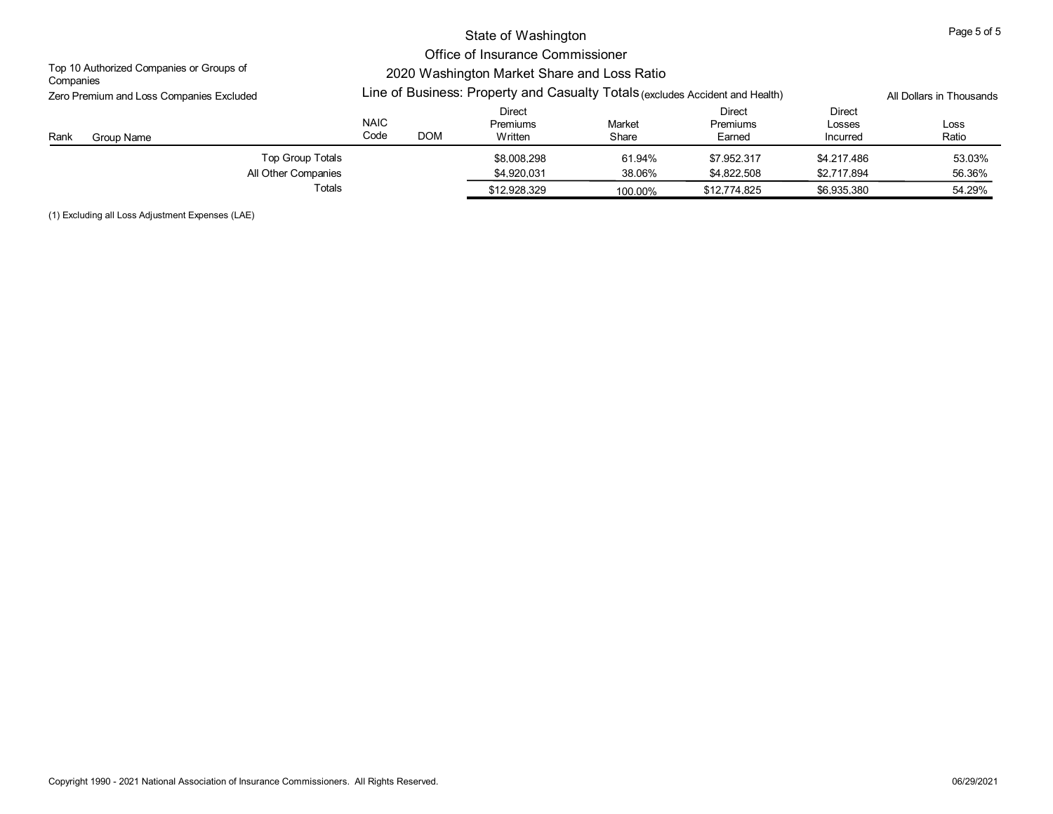# State of Washington
## Office of Insurance Commissioner
## 2020 Washington Market Share and Loss Ratio
### Line of Business: Property and Casualty Totals (excludes Accident and Health)

Top 10 Authorized Companies or Groups of Companies

Zero Premium and Loss Companies Excluded

All Dollars in Thousands

| Rank | Group Name | NAIC Code | DOM | Direct Premiums Written | Market Share | Direct Premiums Earned | Direct Losses Incurred | Loss Ratio |
|---|---|---|---|---|---|---|---|---|
| | Top Group Totals | | | $8,008,298 | 61.94% | $7,952,317 | $4,217,486 | 53.03% |
| | All Other Companies | | | $4,920,031 | 38.06% | $4,822,508 | $2,717,894 | 56.36% |
| | Totals | | | $12,928,329 | 100.00% | $12,774,825 | $6,935,380 | 54.29% |

(1) Excluding all Loss Adjustment Expenses (LAE)

Copyright 1990 - 2021 National Association of Insurance Commissioners. All Rights Reserved.

06/29/2021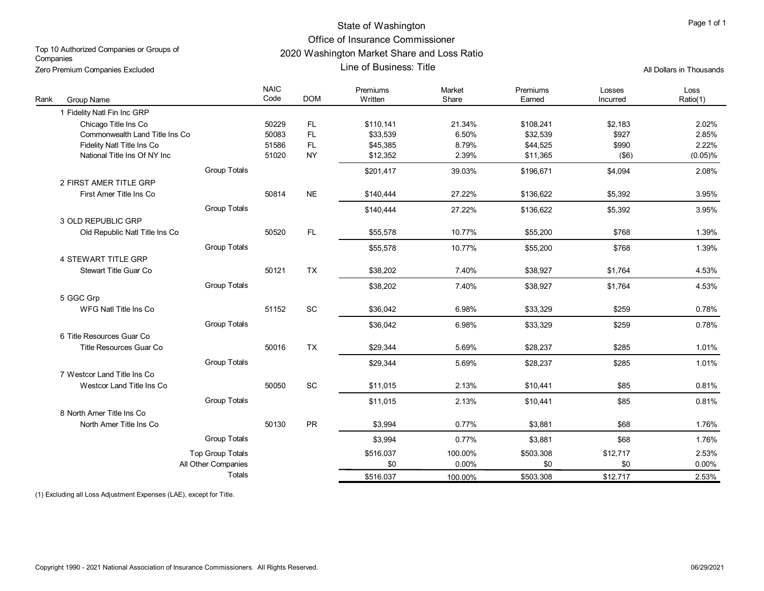# State of Washington
## Office of Insurance Commissioner
## 2020 Washington Market Share and Loss Ratio
## Line of Business: Title

Top 10 Authorized Companies or Groups of Companies

Zero Premium Companies Excluded

All Dollars in Thousands

| Rank | Group Name | NAIC Code | DOM | Premiums Written | Market Share | Premiums Earned | Losses Incurred | Loss Ratio(1) |
|---|---|---|---|---|---|---|---|---|
| 1 | Fidelity Natl Fin Inc GRP | | | | | | | |
| | Chicago Title Ins Co | 50229 | FL | $110,141 | 21.34% | $108,241 | $2,183 | 2.02% |
| | Commonwealth Land Title Ins Co | 50083 | FL | $33,539 | 6.50% | $32,539 | $927 | 2.85% |
| | Fidelity Natl Title Ins Co | 51586 | FL | $45,385 | 8.79% | $44,525 | $990 | 2.22% |
| | National Title Ins Of NY Inc | 51020 | NY | $12,352 | 2.39% | $11,365 | ($6) | (0.05)% |
| | Group Totals | | | $201,417 | 39.03% | $196,671 | $4,094 | 2.08% |
| 2 | FIRST AMER TITLE GRP | | | | | | | |
| | First Amer Title Ins Co | 50814 | NE | $140,444 | 27.22% | $136,622 | $5,392 | 3.95% |
| | Group Totals | | | $140,444 | 27.22% | $136,622 | $5,392 | 3.95% |
| 3 | OLD REPUBLIC GRP | | | | | | | |
| | Old Republic Natl Title Ins Co | 50520 | FL | $55,578 | 10.77% | $55,200 | $768 | 1.39% |
| | Group Totals | | | $55,578 | 10.77% | $55,200 | $768 | 1.39% |
| 4 | STEWART TITLE GRP | | | | | | | |
| | Stewart Title Guar Co | 50121 | TX | $38,202 | 7.40% | $38,927 | $1,764 | 4.53% |
| | Group Totals | | | $38,202 | 7.40% | $38,927 | $1,764 | 4.53% |
| 5 | GGC Grp | | | | | | | |
| | WFG Natl Title Ins Co | 51152 | SC | $36,042 | 6.98% | $33,329 | $259 | 0.78% |
| | Group Totals | | | $36,042 | 6.98% | $33,329 | $259 | 0.78% |
| 6 | Title Resources Guar Co | | | | | | | |
| | Title Resources Guar Co | 50016 | TX | $29,344 | 5.69% | $28,237 | $285 | 1.01% |
| | Group Totals | | | $29,344 | 5.69% | $28,237 | $285 | 1.01% |
| 7 | Westcor Land Title Ins Co | | | | | | | |
| | Westcor Land Title Ins Co | 50050 | SC | $11,015 | 2.13% | $10,441 | $85 | 0.81% |
| | Group Totals | | | $11,015 | 2.13% | $10,441 | $85 | 0.81% |
| 8 | North Amer Title Ins Co | | | | | | | |
| | North Amer Title Ins Co | 50130 | PR | $3,994 | 0.77% | $3,881 | $68 | 1.76% |
| | Group Totals | | | $3,994 | 0.77% | $3,881 | $68 | 1.76% |
| | Top Group Totals | | | $516,037 | 100.00% | $503,308 | $12,717 | 2.53% |
| | All Other Companies | | | $0 | 0.00% | $0 | $0 | 0.00% |
| | Totals | | | $516,037 | 100.00% | $503,308 | $12,717 | 2.53% |

(1) Excluding all Loss Adjustment Expenses (LAE), except for Title.

Copyright 1990 - 2021 National Association of Insurance Commissioners. All Rights Reserved.

06/29/2021